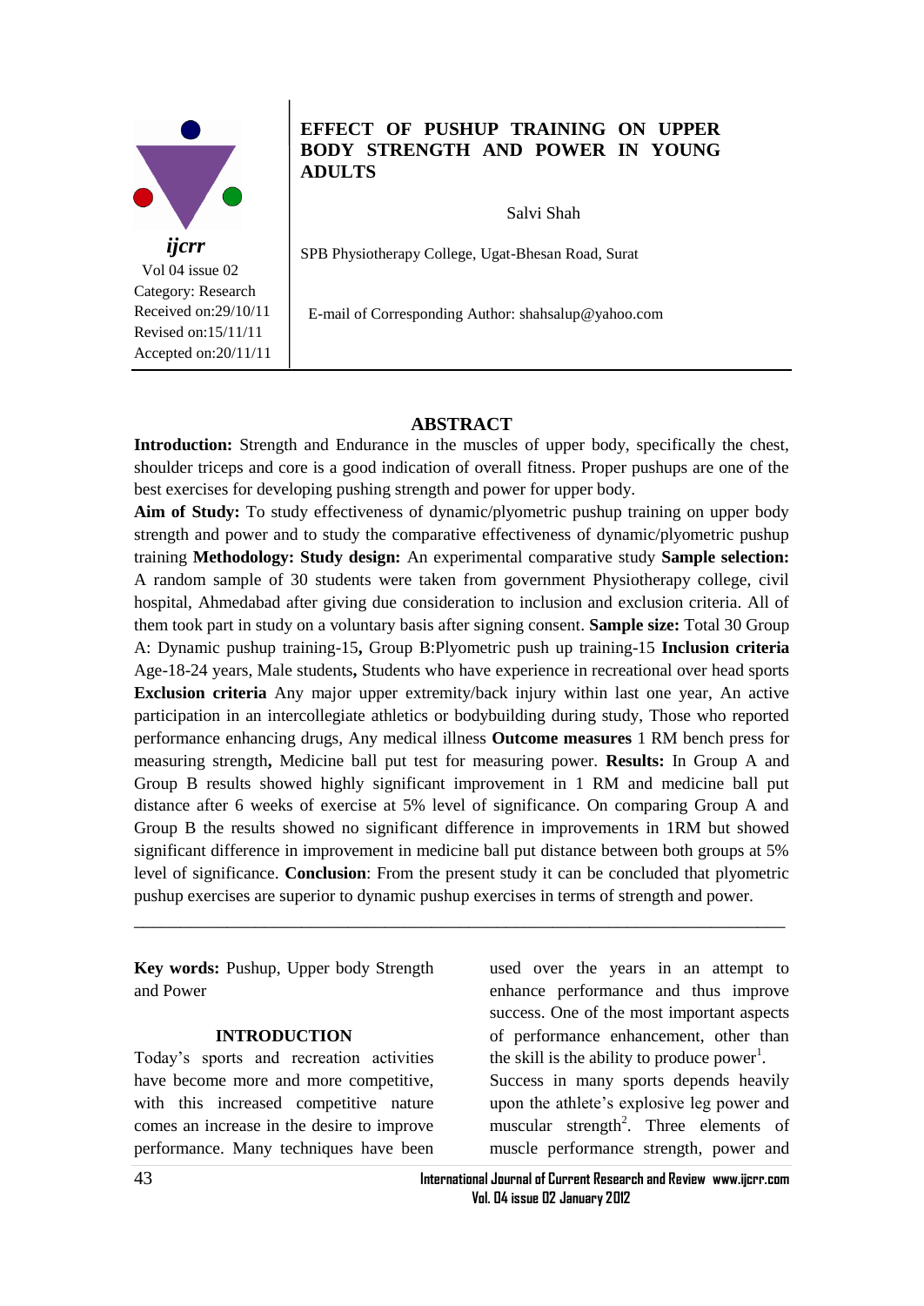ijcrr

Vol 04 issue 02

Category: Research

Received on:29/10/11

Revised on:15/11/11

Accepted on:20/11/11

# EFFECT OF PUSHUP TRAINING ON UPPER BODY STRENGTH AND POWER IN YOUNG ADULTS

Salvi Shah

SPB Physiotherapy College, Ugat-Bhesan Road, Surat

E-mail of Corresponding Author: shahsalup@yahoo.com

## ABSTRACT

**Introduction:** Strength and Endurance in the muscles of upper body, specifically the chest, shoulder triceps and core is a good indication of overall fitness. Proper pushups are one of the best exercises for developing pushing strength and power for upper body.

**Aim of Study:** To study effectiveness of dynamic/plyometric pushup training on upper body strength and power and to study the comparative effectiveness of dynamic/plyometric pushup training **Methodology: Study design:** An experimental comparative study **Sample selection:** A random sample of 30 students were taken from government Physiotherapy college, civil hospital, Ahmedabad after giving due consideration to inclusion and exclusion criteria. All of them took part in study on a voluntary basis after signing consent. **Sample size:** Total 30 Group A: Dynamic pushup training-15**,** Group B:Plyometric push up training-15 **Inclusion criteria** Age-18-24 years, Male students**,** Students who have experience in recreational over head sports **Exclusion criteria** Any major upper extremity/back injury within last one year, An active participation in an intercollegiate athletics or bodybuilding during study, Those who reported performance enhancing drugs, Any medical illness **Outcome measures** 1 RM bench press for measuring strength**,** Medicine ball put test for measuring power. **Results:** In Group A and Group B results showed highly significant improvement in 1 RM and medicine ball put distance after 6 weeks of exercise at 5% level of significance. On comparing Group A and Group B the results showed no significant difference in improvements in 1RM but showed significant difference in improvement in medicine ball put distance between both groups at 5% level of significance. **Conclusion**: From the present study it can be concluded that plyometric pushup exercises are superior to dynamic pushup exercises in terms of strength and power.

---

**Key words:** Pushup, Upper body Strength and Power

## INTRODUCTION

Today's sports and recreation activities have become more and more competitive, with this increased competitive nature comes an increase in the desire to improve performance. Many techniques have been used over the years in an attempt to enhance performance and thus improve success. One of the most important aspects of performance enhancement, other than the skill is the ability to produce power[1]. Success in many sports depends heavily upon the athlete's explosive leg power and muscular strength[2]. Three elements of muscle performance strength, power and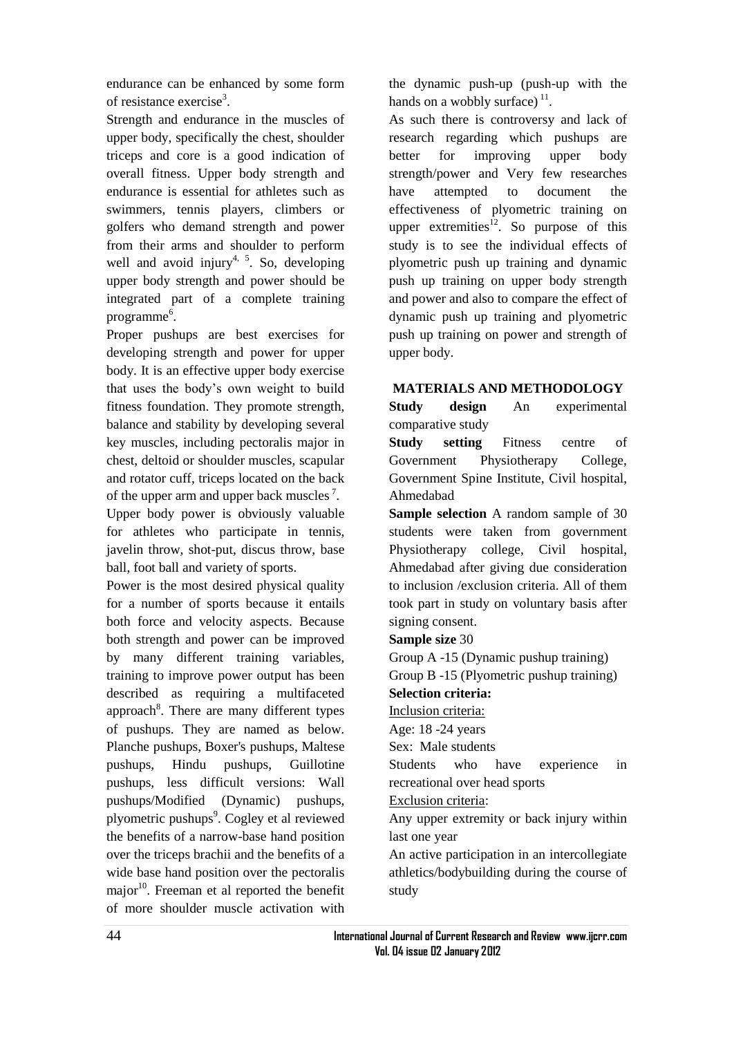endurance can be enhanced by some form of resistance exercise[3].

Strength and endurance in the muscles of upper body, specifically the chest, shoulder triceps and core is a good indication of overall fitness. Upper body strength and endurance is essential for athletes such as swimmers, tennis players, climbers or golfers who demand strength and power from their arms and shoulder to perform well and avoid injury[4, 5]. So, developing upper body strength and power should be integrated part of a complete training programme[6].

Proper pushups are best exercises for developing strength and power for upper body. It is an effective upper body exercise that uses the body's own weight to build fitness foundation. They promote strength, balance and stability by developing several key muscles, including pectoralis major in chest, deltoid or shoulder muscles, scapular and rotator cuff, triceps located on the back of the upper arm and upper back muscles[7].

Upper body power is obviously valuable for athletes who participate in tennis, javelin throw, shot-put, discus throw, base ball, foot ball and variety of sports.

Power is the most desired physical quality for a number of sports because it entails both force and velocity aspects. Because both strength and power can be improved by many different training variables, training to improve power output has been described as requiring a multifaceted approach[8]. There are many different types of pushups. They are named as below. Planche pushups, Boxer's pushups, Maltese pushups, Hindu pushups, Guillotine pushups, less difficult versions: Wall pushups/Modified (Dynamic) pushups, plyometric pushups[9]. Cogley et al reviewed the benefits of a narrow-base hand position over the triceps brachii and the benefits of a wide base hand position over the pectoralis major[10]. Freeman et al reported the benefit of more shoulder muscle activation with the dynamic push-up (push-up with the hands on a wobbly surface)[11].

As such there is controversy and lack of research regarding which pushups are better for improving upper body strength/power and Very few researches have attempted to document the effectiveness of plyometric training on upper extremities[12]. So purpose of this study is to see the individual effects of plyometric push up training and dynamic push up training on upper body strength and power and also to compare the effect of dynamic push up training and plyometric push up training on power and strength of upper body.

## MATERIALS AND METHODOLOGY

**Study design** An experimental comparative study

**Study setting** Fitness centre of Government Physiotherapy College, Government Spine Institute, Civil hospital, Ahmedabad

**Sample selection** A random sample of 30 students were taken from government Physiotherapy college, Civil hospital, Ahmedabad after giving due consideration to inclusion /exclusion criteria. All of them took part in study on voluntary basis after signing consent.

**Sample size** 30

Group A -15 (Dynamic pushup training)

Group B -15 (Plyometric pushup training)

**Selection criteria:**

Inclusion criteria:

Age: 18 -24 years

Sex: Male students

Students who have experience in recreational over head sports

Exclusion criteria:

Any upper extremity or back injury within last one year

An active participation in an intercollegiate athletics/bodybuilding during the course of study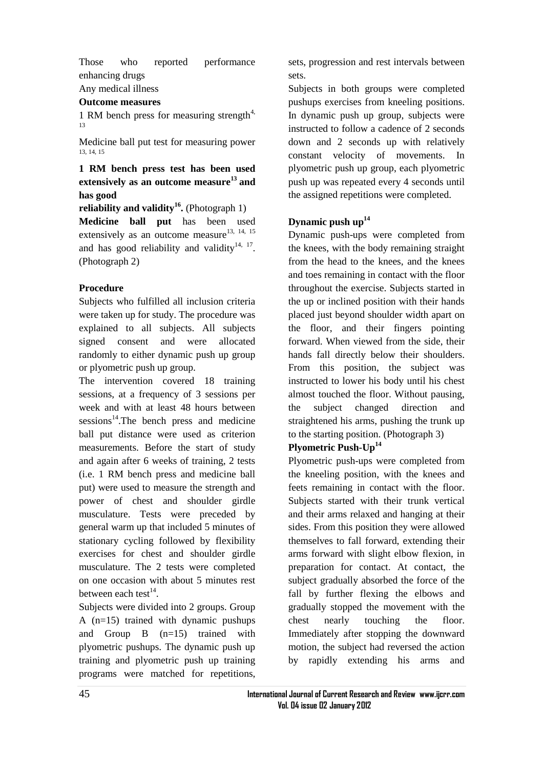Those who reported performance enhancing drugs

Any medical illness

**Outcome measures**

1 RM bench press for measuring strength[4, 13]

Medicine ball put test for measuring power [13, 14, 15]

**1 RM bench press test has been used extensively as an outcome measure[13] and has good reliability and validity[16].** (Photograph 1)

**Medicine ball put** has been used extensively as an outcome measure[13, 14, 15] and has good reliability and validity[14, 17]. (Photograph 2)

**Procedure**

Subjects who fulfilled all inclusion criteria were taken up for study. The procedure was explained to all subjects. All subjects signed consent and were allocated randomly to either dynamic push up group or plyometric push up group.

The intervention covered 18 training sessions, at a frequency of 3 sessions per week and with at least 48 hours between sessions[14].The bench press and medicine ball put distance were used as criterion measurements. Before the start of study and again after 6 weeks of training, 2 tests (i.e. 1 RM bench press and medicine ball put) were used to measure the strength and power of chest and shoulder girdle musculature. Tests were preceded by general warm up that included 5 minutes of stationary cycling followed by flexibility exercises for chest and shoulder girdle musculature. The 2 tests were completed on one occasion with about 5 minutes rest between each test[14].

Subjects were divided into 2 groups. Group A (n=15) trained with dynamic pushups and Group B (n=15) trained with plyometric pushups. The dynamic push up training and plyometric push up training programs were matched for repetitions, sets, progression and rest intervals between sets.

Subjects in both groups were completed pushups exercises from kneeling positions. In dynamic push up group, subjects were instructed to follow a cadence of 2 seconds down and 2 seconds up with relatively constant velocity of movements. In plyometric push up group, each plyometric push up was repeated every 4 seconds until the assigned repetitions were completed.

**Dynamic push up[14]**

Dynamic push-ups were completed from the knees, with the body remaining straight from the head to the knees, and the knees and toes remaining in contact with the floor throughout the exercise. Subjects started in the up or inclined position with their hands placed just beyond shoulder width apart on the floor, and their fingers pointing forward. When viewed from the side, their hands fall directly below their shoulders. From this position, the subject was instructed to lower his body until his chest almost touched the floor. Without pausing, the subject changed direction and straightened his arms, pushing the trunk up to the starting position. (Photograph 3)

**Plyometric Push-Up[14]**

Plyometric push-ups were completed from the kneeling position, with the knees and feets remaining in contact with the floor. Subjects started with their trunk vertical and their arms relaxed and hanging at their sides. From this position they were allowed themselves to fall forward, extending their arms forward with slight elbow flexion, in preparation for contact. At contact, the subject gradually absorbed the force of the fall by further flexing the elbows and gradually stopped the movement with the chest nearly touching the floor. Immediately after stopping the downward motion, the subject had reversed the action by rapidly extending his arms and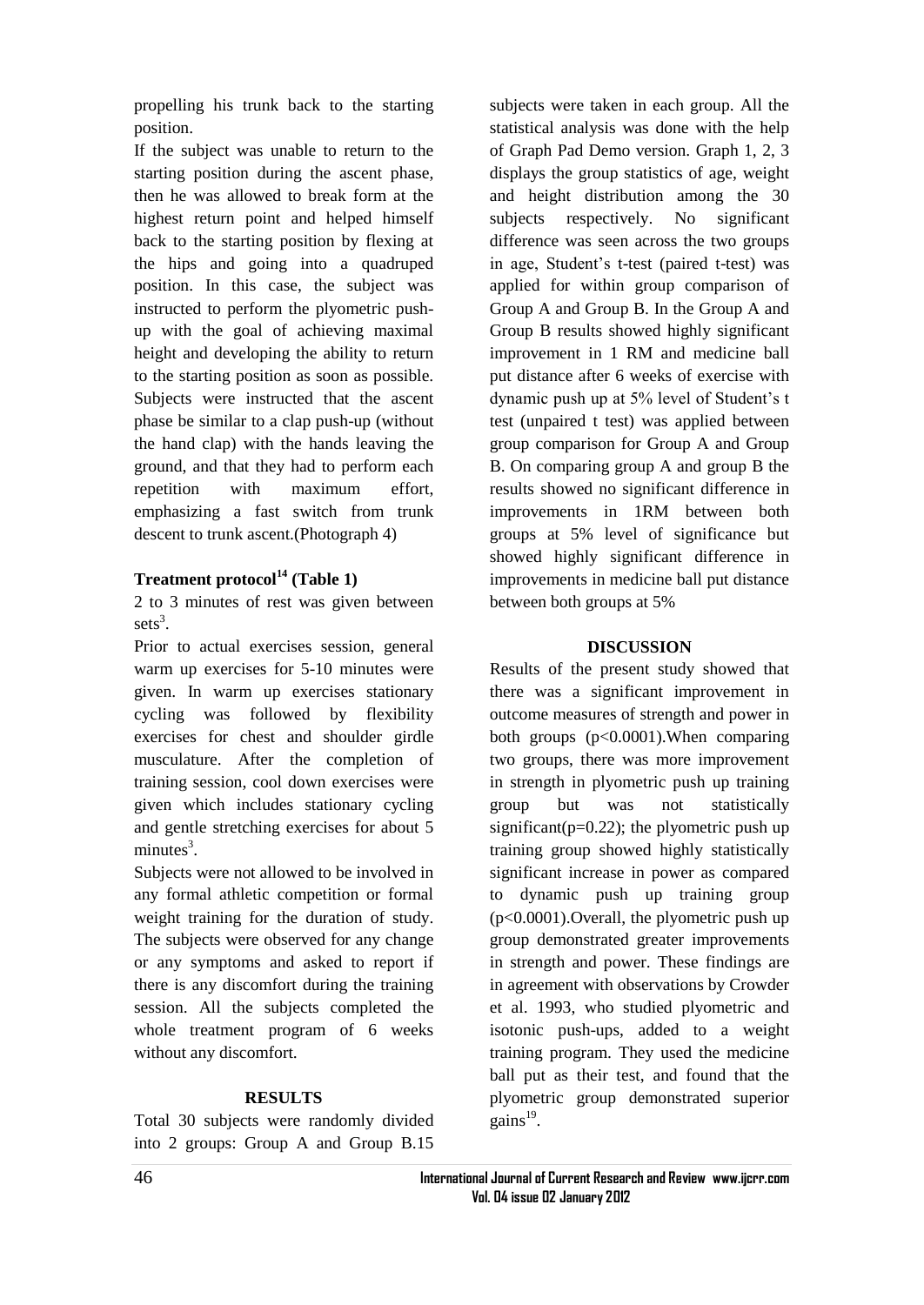propelling his trunk back to the starting position.

If the subject was unable to return to the starting position during the ascent phase, then he was allowed to break form at the highest return point and helped himself back to the starting position by flexing at the hips and going into a quadruped position. In this case, the subject was instructed to perform the plyometric push-up with the goal of achieving maximal height and developing the ability to return to the starting position as soon as possible. Subjects were instructed that the ascent phase be similar to a clap push-up (without the hand clap) with the hands leaving the ground, and that they had to perform each repetition with maximum effort, emphasizing a fast switch from trunk descent to trunk ascent.(Photograph 4)

### Treatment protocol[14] (Table 1)

2 to 3 minutes of rest was given between sets[3].

Prior to actual exercises session, general warm up exercises for 5-10 minutes were given. In warm up exercises stationary cycling was followed by flexibility exercises for chest and shoulder girdle musculature. After the completion of training session, cool down exercises were given which includes stationary cycling and gentle stretching exercises for about 5 minutes[3].

Subjects were not allowed to be involved in any formal athletic competition or formal weight training for the duration of study. The subjects were observed for any change or any symptoms and asked to report if there is any discomfort during the training session. All the subjects completed the whole treatment program of 6 weeks without any discomfort.

## RESULTS

Total 30 subjects were randomly divided into 2 groups: Group A and Group B.15 subjects were taken in each group. All the statistical analysis was done with the help of Graph Pad Demo version. Graph 1, 2, 3 displays the group statistics of age, weight and height distribution among the 30 subjects respectively. No significant difference was seen across the two groups in age, Student's t-test (paired t-test) was applied for within group comparison of Group A and Group B. In the Group A and Group B results showed highly significant improvement in 1 RM and medicine ball put distance after 6 weeks of exercise with dynamic push up at 5% level of Student's t test (unpaired t test) was applied between group comparison for Group A and Group B. On comparing group A and group B the results showed no significant difference in improvements in 1RM between both groups at 5% level of significance but showed highly significant difference in improvements in medicine ball put distance between both groups at 5%

## DISCUSSION

Results of the present study showed that there was a significant improvement in outcome measures of strength and power in both groups ($p<0.0001$).When comparing two groups, there was more improvement in strength in plyometric push up training group but was not statistically significant($p=0.22$); the plyometric push up training group showed highly statistically significant increase in power as compared to dynamic push up training group ($p<0.0001$).Overall, the plyometric push up group demonstrated greater improvements in strength and power. These findings are in agreement with observations by Crowder et al. 1993, who studied plyometric and isotonic push-ups, added to a weight training program. They used the medicine ball put as their test, and found that the plyometric group demonstrated superior gains[19].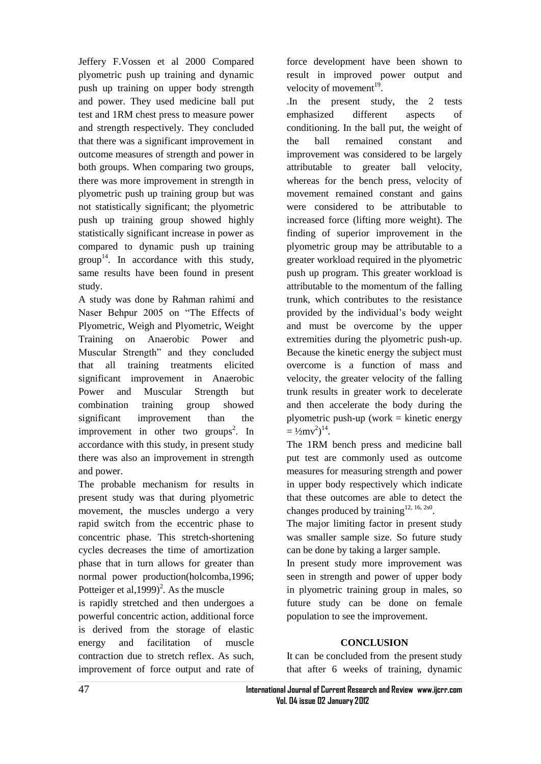Jeffery F.Vossen et al 2000 Compared plyometric push up training and dynamic push up training on upper body strength and power. They used medicine ball put test and 1RM chest press to measure power and strength respectively. They concluded that there was a significant improvement in outcome measures of strength and power in both groups. When comparing two groups, there was more improvement in strength in plyometric push up training group but was not statistically significant; the plyometric push up training group showed highly statistically significant increase in power as compared to dynamic push up training group[14]. In accordance with this study, same results have been found in present study.

A study was done by Rahman rahimi and Naser Behpur 2005 on "The Effects of Plyometric, Weigh and Plyometric, Weight Training on Anaerobic Power and Muscular Strength" and they concluded that all training treatments elicited significant improvement in Anaerobic Power and Muscular Strength but combination training group showed significant improvement than the improvement in other two groups[2]. In accordance with this study, in present study there was also an improvement in strength and power.

The probable mechanism for results in present study was that during plyometric movement, the muscles undergo a very rapid switch from the eccentric phase to concentric phase. This stretch-shortening cycles decreases the time of amortization phase that in turn allows for greater than normal power production(holcomba,1996; Potteiger et al,1999)[2]. As the muscle is rapidly stretched and then undergoes a powerful concentric action, additional force is derived from the storage of elastic energy and facilitation of muscle contraction due to stretch reflex. As such, improvement of force output and rate of force development have been shown to result in improved power output and velocity of movement[19].

.In the present study, the 2 tests emphasized different aspects of conditioning. In the ball put, the weight of the ball remained constant and improvement was considered to be largely attributable to greater ball velocity, whereas for the bench press, velocity of movement remained constant and gains were considered to be attributable to increased force (lifting more weight). The finding of superior improvement in the plyometric group may be attributable to a greater workload required in the plyometric push up program. This greater workload is attributable to the momentum of the falling trunk, which contributes to the resistance provided by the individual's body weight and must be overcome by the upper extremities during the plyometric push-up. Because the kinetic energy the subject must overcome is a function of mass and velocity, the greater velocity of the falling trunk results in greater work to decelerate and then accelerate the body during the plyometric push-up (work = kinetic energy $= \frac{1}{2}mv^2$)[14].

The 1RM bench press and medicine ball put test are commonly used as outcome measures for measuring strength and power in upper body respectively which indicate that these outcomes are able to detect the changes produced by training[12, 16, 2s0].

The major limiting factor in present study was smaller sample size. So future study can be done by taking a larger sample.

In present study more improvement was seen in strength and power of upper body in plyometric training group in males, so future study can be done on female population to see the improvement.

## CONCLUSION

It can be concluded from the present study that after 6 weeks of training, dynamic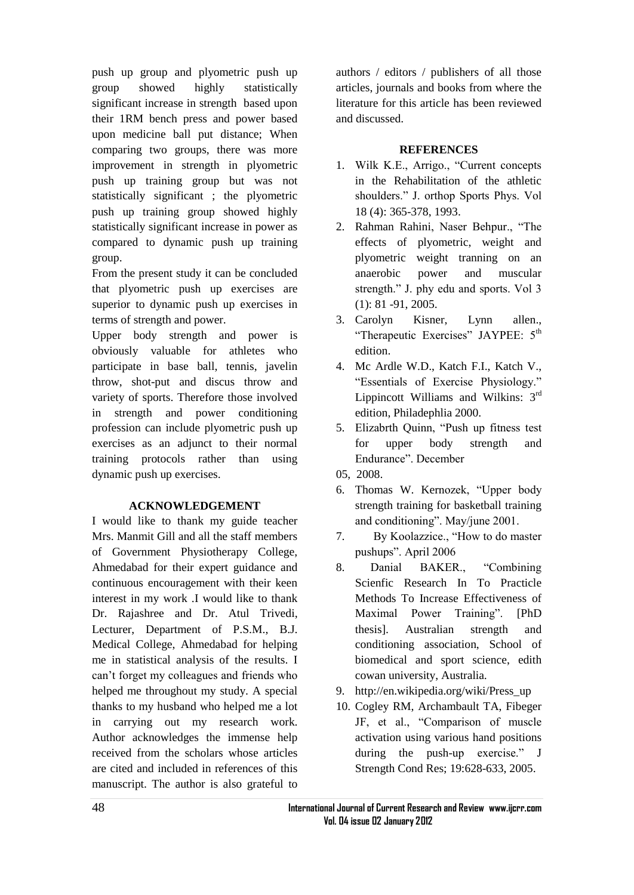push up group and plyometric push up group showed highly statistically significant increase in strength based upon their 1RM bench press and power based upon medicine ball put distance; When comparing two groups, there was more improvement in strength in plyometric push up training group but was not statistically significant ; the plyometric push up training group showed highly statistically significant increase in power as compared to dynamic push up training group.

From the present study it can be concluded that plyometric push up exercises are superior to dynamic push up exercises in terms of strength and power.

Upper body strength and power is obviously valuable for athletes who participate in base ball, tennis, javelin throw, shot-put and discus throw and variety of sports. Therefore those involved in strength and power conditioning profession can include plyometric push up exercises as an adjunct to their normal training protocols rather than using dynamic push up exercises.

## ACKNOWLEDGEMENT

I would like to thank my guide teacher Mrs. Manmit Gill and all the staff members of Government Physiotherapy College, Ahmedabad for their expert guidance and continuous encouragement with their keen interest in my work .I would like to thank Dr. Rajashree and Dr. Atul Trivedi, Lecturer, Department of P.S.M., B.J. Medical College, Ahmedabad for helping me in statistical analysis of the results. I can't forget my colleagues and friends who helped me throughout my study. A special thanks to my husband who helped me a lot in carrying out my research work. Author acknowledges the immense help received from the scholars whose articles are cited and included in references of this manuscript. The author is also grateful to authors / editors / publishers of all those articles, journals and books from where the literature for this article has been reviewed and discussed.

## REFERENCES

1. Wilk K.E., Arrigo., "Current concepts in the Rehabilitation of the athletic shoulders." J. orthop Sports Phys. Vol 18 (4): 365-378, 1993.
2. Rahman Rahini, Naser Behpur., "The effects of plyometric, weight and plyometric weight tranning on an anaerobic power and muscular strength." J. phy edu and sports. Vol 3 (1): 81 -91, 2005.
3. Carolyn Kisner, Lynn allen., "Therapeutic Exercises" JAYPEE: 5th edition.
4. Mc Ardle W.D., Katch F.I., Katch V., "Essentials of Exercise Physiology." Lippincott Williams and Wilkins: 3rd edition, Philadephlia 2000.
5. Elizabrth Quinn, "Push up fitness test for upper body strength and Endurance". December 05, 2008.
6. Thomas W. Kernozek, "Upper body strength training for basketball training and conditioning". May/june 2001.
7. By Koolazzice., "How to do master pushups". April 2006
8. Danial BAKER., "Combining Scienfic Research In To Practicle Methods To Increase Effectiveness of Maximal Power Training". [PhD thesis]. Australian strength and conditioning association, School of biomedical and sport science, edith cowan university, Australia.
9. http://en.wikipedia.org/wiki/Press_up
10. Cogley RM, Archambault TA, Fibeger JF, et al., "Comparison of muscle activation using various hand positions during the push-up exercise." J Strength Cond Res; 19:628-633, 2005.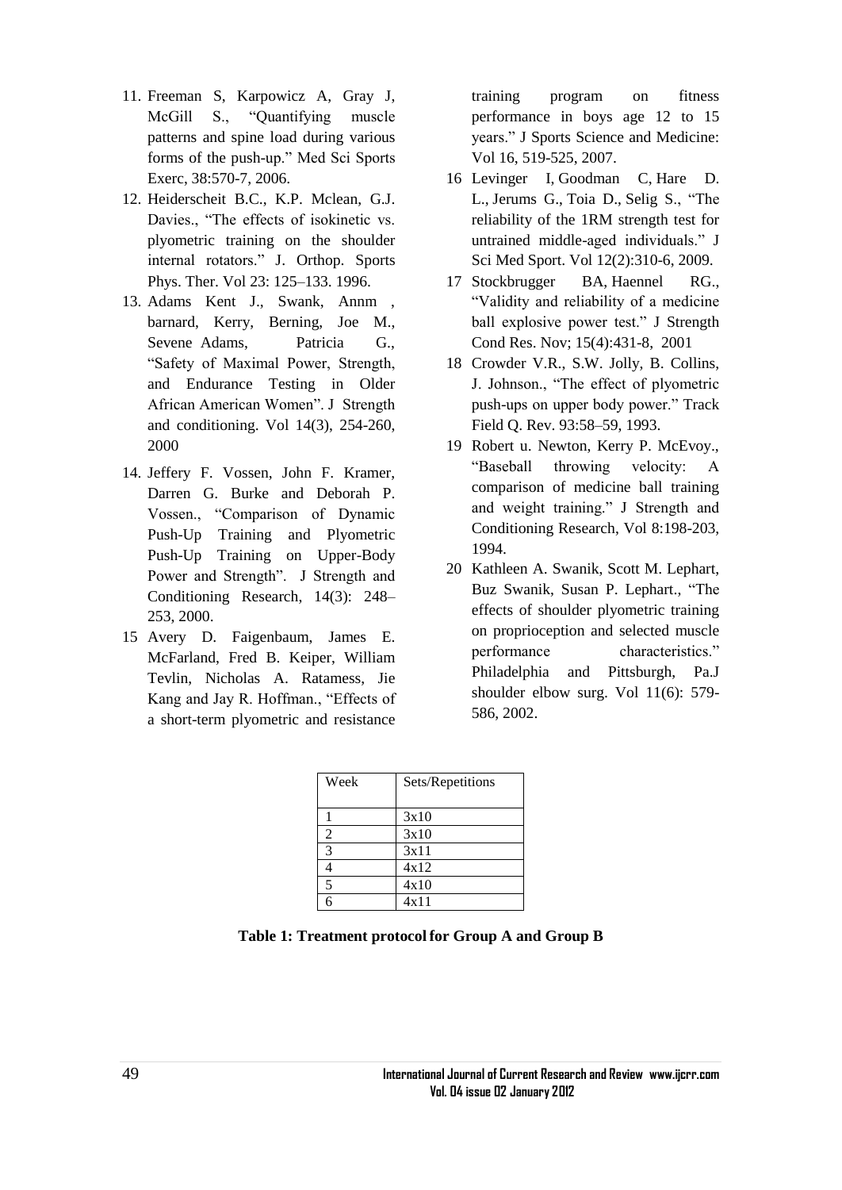11. Freeman S, Karpowicz A, Gray J, McGill S., "Quantifying muscle patterns and spine load during various forms of the push-up." Med Sci Sports Exerc, 38:570-7, 2006.
12. Heiderscheit B.C., K.P. Mclean, G.J. Davies., "The effects of isokinetic vs. plyometric training on the shoulder internal rotators." J. Orthop. Sports Phys. Ther. Vol 23: 125–133. 1996.
13. Adams Kent J., Swank, Annm , barnard, Kerry, Berning, Joe M., Sevene Adams, Patricia G., "Safety of Maximal Power, Strength, and Endurance Testing in Older African American Women". J Strength and conditioning. Vol 14(3), 254-260, 2000
14. Jeffery F. Vossen, John F. Kramer, Darren G. Burke and Deborah P. Vossen., "Comparison of Dynamic Push-Up Training and Plyometric Push-Up Training on Upper-Body Power and Strength". J Strength and Conditioning Research, 14(3): 248–253, 2000.
15. Avery D. Faigenbaum, James E. McFarland, Fred B. Keiper, William Tevlin, Nicholas A. Ratamess, Jie Kang and Jay R. Hoffman., "Effects of a short-term plyometric and resistance training program on fitness performance in boys age 12 to 15 years." J Sports Science and Medicine: Vol 16, 519-525, 2007.
16. Levinger I, Goodman C, Hare D. L., Jerums G., Toia D., Selig S., "The reliability of the 1RM strength test for untrained middle-aged individuals." J Sci Med Sport. Vol 12(2):310-6, 2009.
17. Stockbrugger BA, Haennel RG., "Validity and reliability of a medicine ball explosive power test." J Strength Cond Res. Nov; 15(4):431-8, 2001
18. Crowder V.R., S.W. Jolly, B. Collins, J. Johnson., "The effect of plyometric push-ups on upper body power." Track Field Q. Rev. 93:58–59, 1993.
19. Robert u. Newton, Kerry P. McEvoy., "Baseball throwing velocity: A comparison of medicine ball training and weight training." J Strength and Conditioning Research, Vol 8:198-203, 1994.
20. Kathleen A. Swanik, Scott M. Lephart, Buz Swanik, Susan P. Lephart., "The effects of shoulder plyometric training on proprioception and selected muscle performance characteristics." Philadelphia and Pittsburgh, Pa.J shoulder elbow surg. Vol 11(6): 579-586, 2002.

| Week | Sets/Repetitions |
|---|---|
| 1 | 3x10 |
| 2 | 3x10 |
| 3 | 3x11 |
| 4 | 4x12 |
| 5 | 4x10 |
| 6 | 4x11 |

**Table 1: Treatment protocol for Group A and Group B**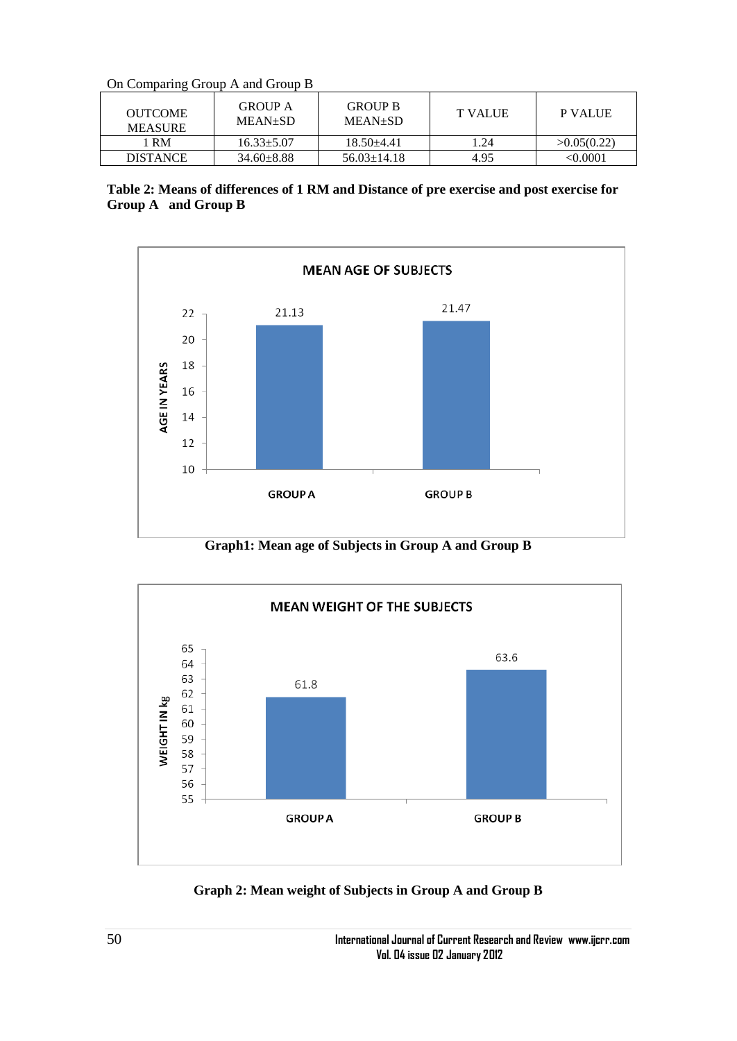On Comparing Group A and Group B

| OUTCOME MEASURE | GROUP A MEAN±SD | GROUP B MEAN±SD | T VALUE | P VALUE |
|---|---|---|---|---|
| 1 RM | 16.33±5.07 | 18.50±4.41 | 1.24 | >0.05(0.22) |
| DISTANCE | 34.60±8.88 | 56.03±14.18 | 4.95 | <0.0001 |

**Table 2: Means of differences of 1 RM and Distance of pre exercise and post exercise for Group A and Group B**

**Graph1: Mean age of Subjects in Group A and Group B**

**Graph 2: Mean weight of Subjects in Group A and Group B**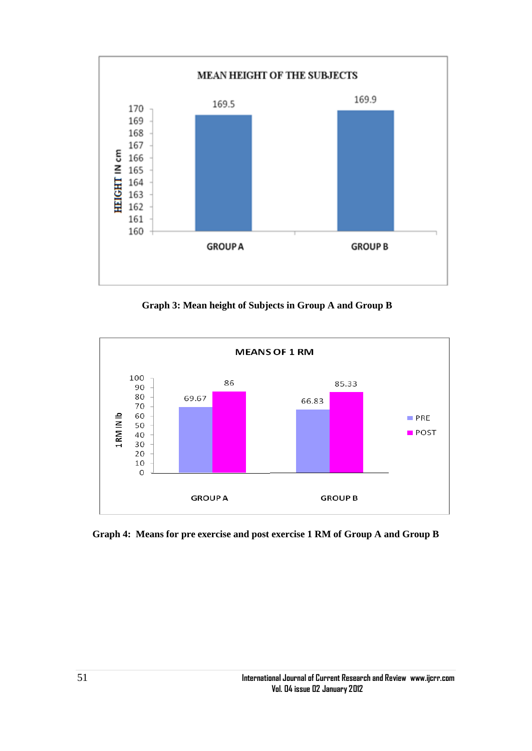**Graph 3: Mean height of Subjects in Group A and Group B**

**Graph 4: Means for pre exercise and post exercise 1 RM of Group A and Group B**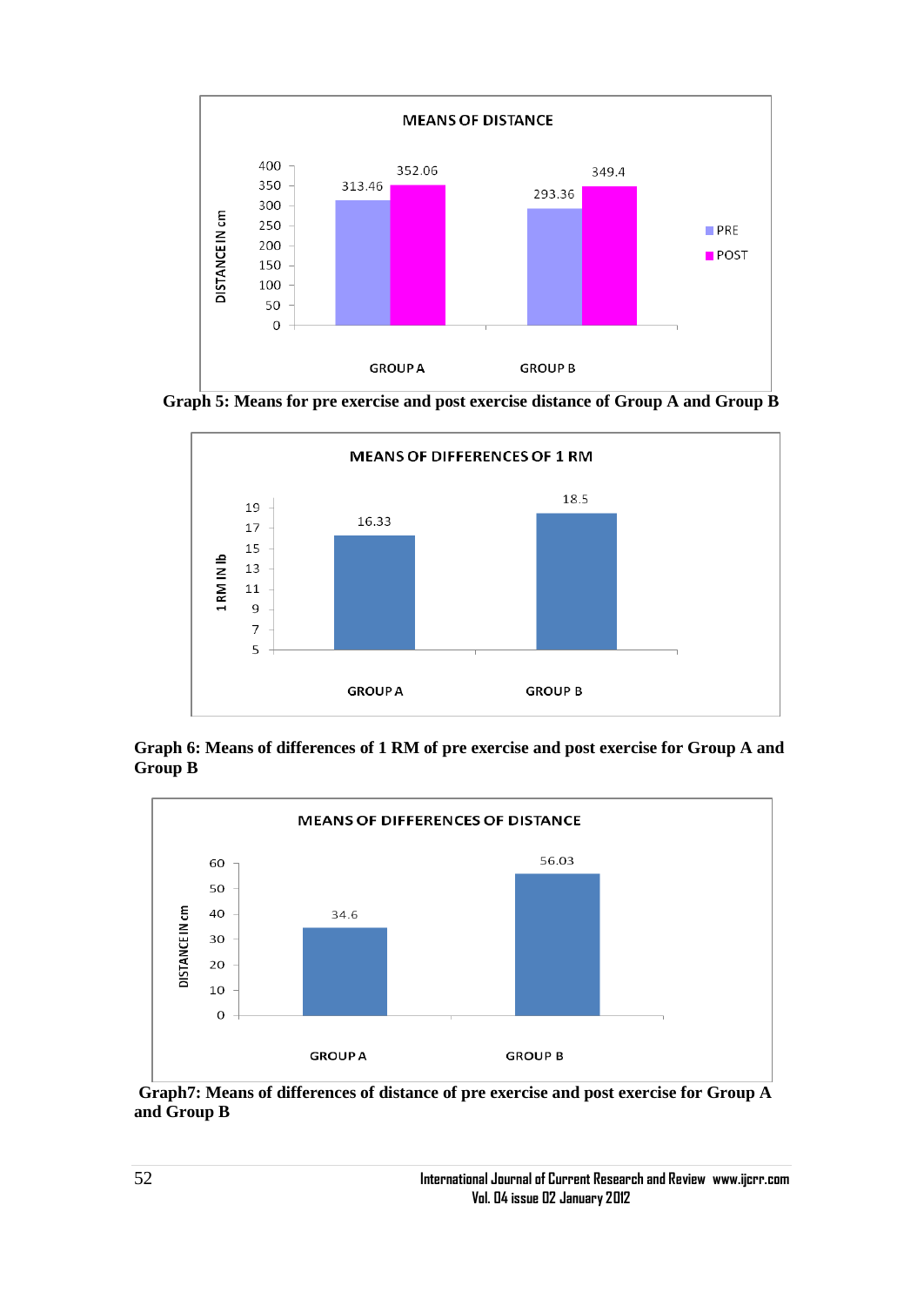Graph 5: Means for pre exercise and post exercise distance of Group A and Group B

Graph 6: Means of differences of 1 RM of pre exercise and post exercise for Group A and Group B

Graph7: Means of differences of distance of pre exercise and post exercise for Group A and Group B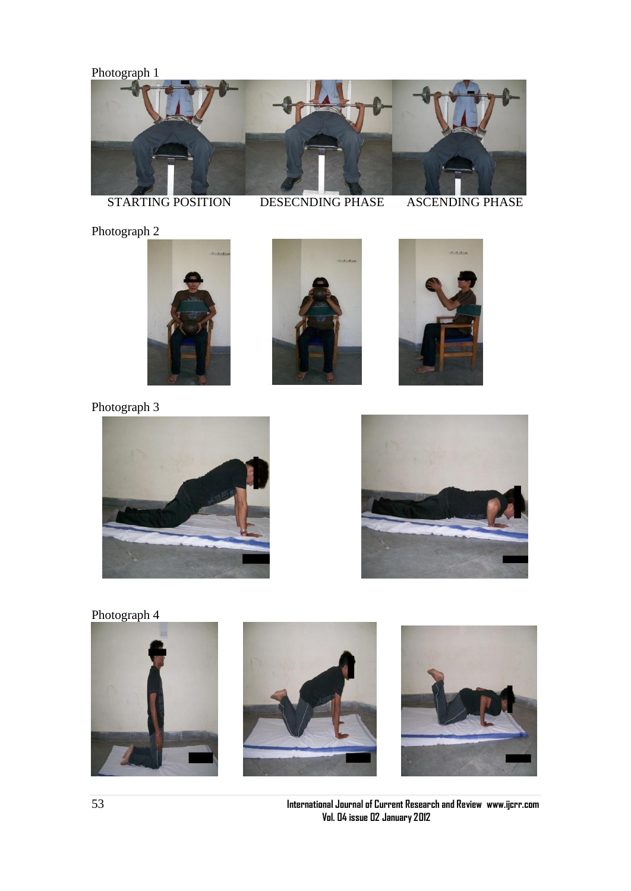Photograph 1

STARTING POSITION DESECNDING PHASE ASCENDING PHASE

Photograph 2

Photograph 3

Photograph 4